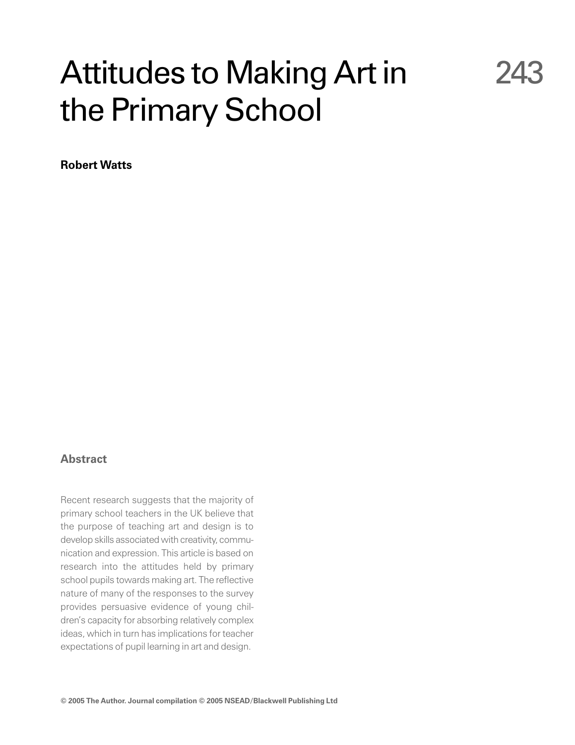# Attitudes to Making Art in the Primary School

**Robert Watts**

## Abstract

Recent research suggests that the majority of primary school teachers in the UK believe that the purpose of teaching art and design is to develop skills associated with creativity, communication and expression. This article is based on research into the attitudes held by primary school pupils towards making art. The reflective nature of many of the responses to the survey provides persuasive evidence of young children's capacity for absorbing relatively complex ideas, which in turn has implications for teacher expectations of pupil learning in art and design.

**© 2005 The Author. Journal compilation © 2005 NSEAD/Blackwell Publishing Ltd**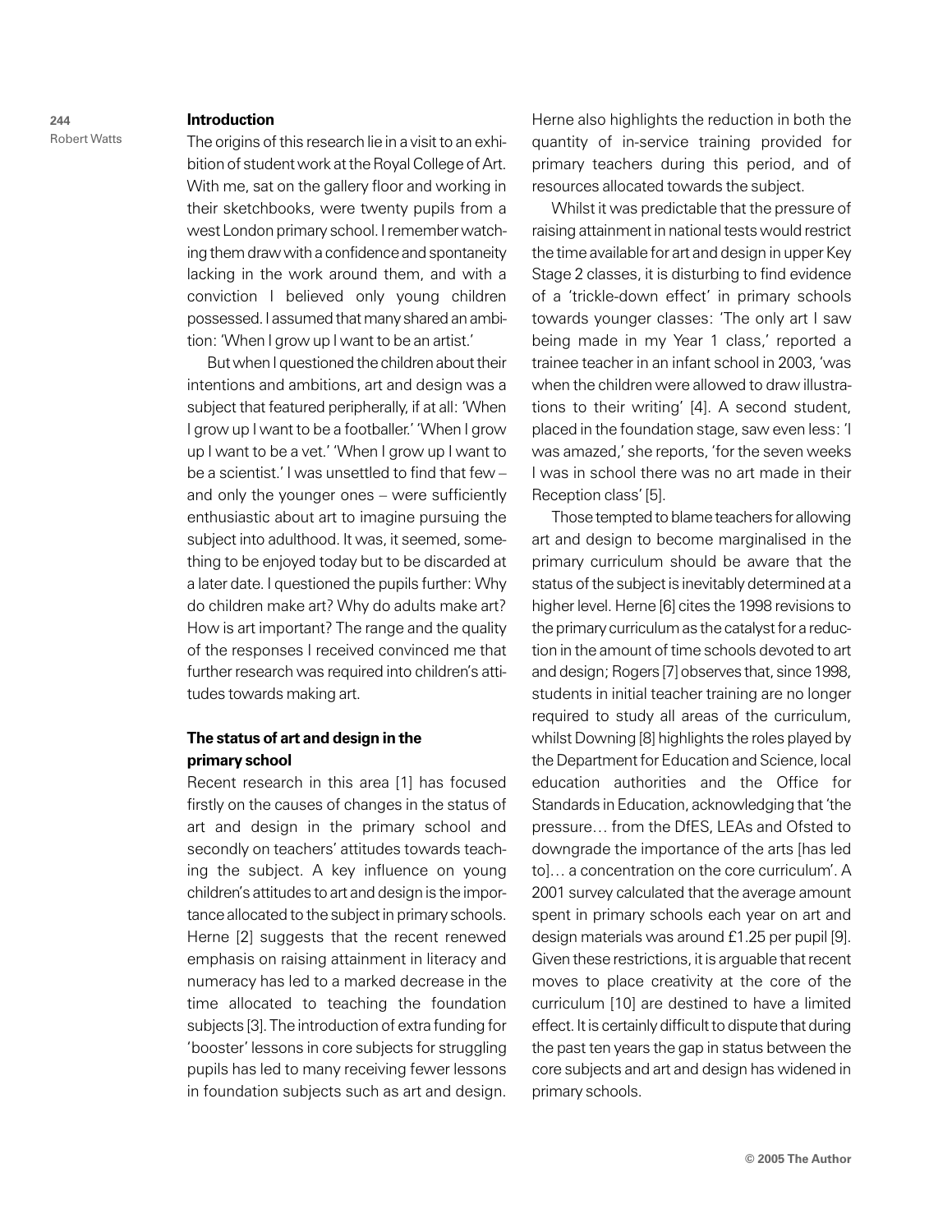## Introduction

The origins of this research lie in a visit to an exhibition of student work at the Royal College of Art. With me, sat on the gallery floor and working in their sketchbooks, were twenty pupils from a west London primary school. I remember watching them draw with a confidence and spontaneity lacking in the work around them, and with a conviction I believed only young children possessed. I assumed that many shared an ambition: 'When I grow up I want to be an artist.'

But when I questioned the children about their intentions and ambitions, art and design was a subject that featured peripherally, if at all: 'When I grow up I want to be a footballer.' 'When I grow up I want to be a vet.' 'When I grow up I want to be a scientist.' I was unsettled to find that few – and only the younger ones – were sufficiently enthusiastic about art to imagine pursuing the subject into adulthood. It was, it seemed, something to be enjoyed today but to be discarded at a later date. I questioned the pupils further: Why do children make art? Why do adults make art? How is art important? The range and the quality of the responses I received convinced me that further research was required into children's attitudes towards making art.

## The status of art and design in the primary school

Recent research in this area [1] has focused firstly on the causes of changes in the status of art and design in the primary school and secondly on teachers' attitudes towards teaching the subject. A key influence on young children's attitudes to art and design is the importance allocated to the subject in primary schools. Herne [2] suggests that the recent renewed emphasis on raising attainment in literacy and numeracy has led to a marked decrease in the time allocated to teaching the foundation subjects [3]. The introduction of extra funding for 'booster' lessons in core subjects for struggling pupils has led to many receiving fewer lessons in foundation subjects such as art and design. Herne also highlights the reduction in both the quantity of in-service training provided for primary teachers during this period, and of resources allocated towards the subject.

Whilst it was predictable that the pressure of raising attainment in national tests would restrict the time available for art and design in upper Key Stage 2 classes, it is disturbing to find evidence of a 'trickle-down effect' in primary schools towards younger classes: 'The only art I saw being made in my Year 1 class,' reported a trainee teacher in an infant school in 2003, 'was when the children were allowed to draw illustrations to their writing' [4]. A second student, placed in the foundation stage, saw even less: 'I was amazed,' she reports, 'for the seven weeks I was in school there was no art made in their Reception class' [5].

Those tempted to blame teachers for allowing art and design to become marginalised in the primary curriculum should be aware that the status of the subject is inevitably determined at a higher level. Herne [6] cites the 1998 revisions to the primary curriculum as the catalyst for a reduction in the amount of time schools devoted to art and design; Rogers [7] observes that, since 1998, students in initial teacher training are no longer required to study all areas of the curriculum, whilst Downing [8] highlights the roles played by the Department for Education and Science, local education authorities and the Office for Standards in Education, acknowledging that 'the pressure… from the DfES, LEAs and Ofsted to downgrade the importance of the arts [has led to]… a concentration on the core curriculum'. A 2001 survey calculated that the average amount spent in primary schools each year on art and design materials was around £1.25 per pupil [9]. Given these restrictions, it is arguable that recent moves to place creativity at the core of the curriculum [10] are destined to have a limited effect. It is certainly difficult to dispute that during the past ten years the gap in status between the core subjects and art and design has widened in primary schools.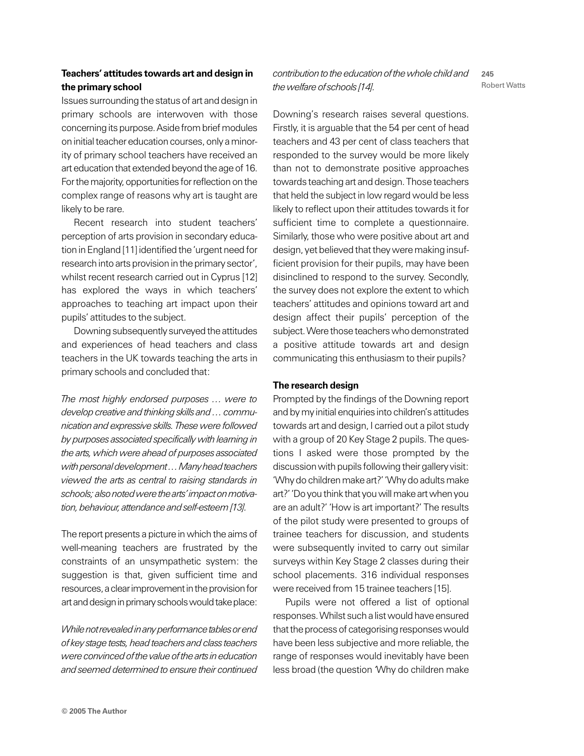**Teachers' attitudes towards art and design in the primary school**

Issues surrounding the status of art and design in primary schools are interwoven with those concerning its purpose. Aside from brief modules on initial teacher education courses, only a minority of primary school teachers have received an art education that extended beyond the age of 16. For the majority, opportunities for reflection on the complex range of reasons why art is taught are likely to be rare.

Recent research into student teachers' perception of arts provision in secondary education in England [11] identified the 'urgent need for research into arts provision in the primary sector', whilst recent research carried out in Cyprus [12] has explored the ways in which teachers' approaches to teaching art impact upon their pupils' attitudes to the subject.

Downing subsequently surveyed the attitudes and experiences of head teachers and class teachers in the UK towards teaching the arts in primary schools and concluded that:

*The most highly endorsed purposes … were to develop creative and thinking skills and … communication and expressive skills. These were followed by purposes associated specifically with learning in the arts, which were ahead of purposes associated with personal development … Many head teachers viewed the arts as central to raising standards in schools; also noted were the arts' impact on motivation, behaviour, attendance and self-esteem [13].*

The report presents a picture in which the aims of well-meaning teachers are frustrated by the constraints of an unsympathetic system: the suggestion is that, given sufficient time and resources, a clear improvement in the provision for art and design in primary schools would take place:

*While not revealed in any performance tables or end of key stage tests, head teachers and class teachers were convinced of the value of the arts in education and seemed determined to ensure their continued contribution to the education of the whole child and the welfare of schools [14].*

Downing's research raises several questions. Firstly, it is arguable that the 54 per cent of head teachers and 43 per cent of class teachers that responded to the survey would be more likely than not to demonstrate positive approaches towards teaching art and design. Those teachers that held the subject in low regard would be less likely to reflect upon their attitudes towards it for sufficient time to complete a questionnaire. Similarly, those who were positive about art and design, yet believed that they were making insufficient provision for their pupils, may have been disinclined to respond to the survey. Secondly, the survey does not explore the extent to which teachers' attitudes and opinions toward art and design affect their pupils' perception of the subject. Were those teachers who demonstrated a positive attitude towards art and design communicating this enthusiasm to their pupils?

**The research design**

Prompted by the findings of the Downing report and by my initial enquiries into children's attitudes towards art and design, I carried out a pilot study with a group of 20 Key Stage 2 pupils. The questions I asked were those prompted by the discussion with pupils following their gallery visit: 'Why do children make art?' 'Why do adults make art?' 'Do you think that you will make art when you are an adult?' 'How is art important?' The results of the pilot study were presented to groups of trainee teachers for discussion, and students were subsequently invited to carry out similar surveys within Key Stage 2 classes during their school placements. 316 individual responses were received from 15 trainee teachers [15].

Pupils were not offered a list of optional responses. Whilst such a list would have ensured that the process of categorising responses would have been less subjective and more reliable, the range of responses would inevitably have been less broad (the question 'Why do children make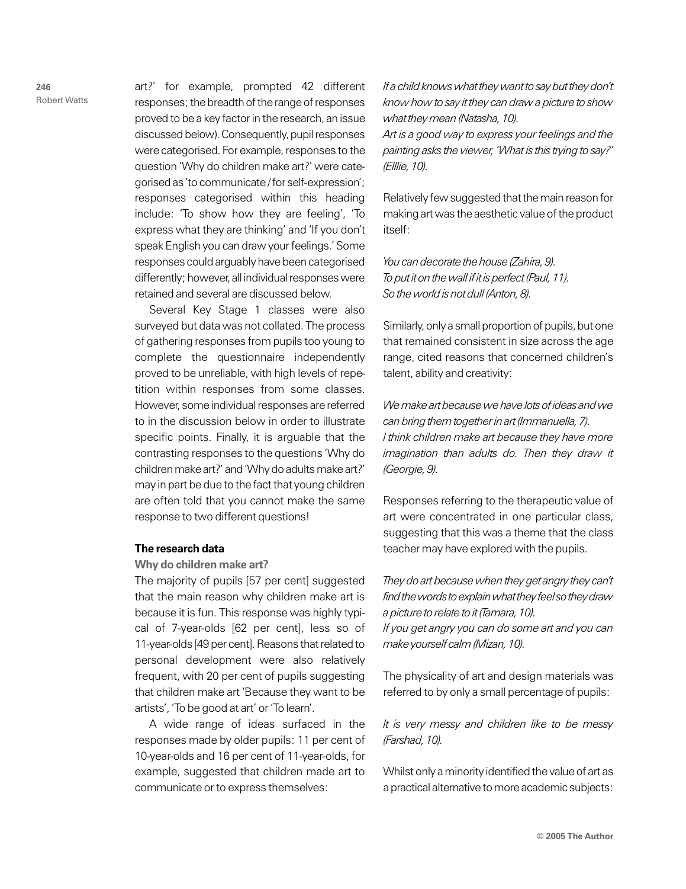art?' for example, prompted 42 different responses; the breadth of the range of responses proved to be a key factor in the research, an issue discussed below). Consequently, pupil responses were categorised. For example, responses to the question 'Why do children make art?' were categorised as 'to communicate / for self-expression'; responses categorised within this heading include: 'To show how they are feeling', 'To express what they are thinking' and 'If you don't speak English you can draw your feelings.' Some responses could arguably have been categorised differently; however, all individual responses were retained and several are discussed below.

Several Key Stage 1 classes were also surveyed but data was not collated. The process of gathering responses from pupils too young to complete the questionnaire independently proved to be unreliable, with high levels of repetition within responses from some classes. However, some individual responses are referred to in the discussion below in order to illustrate specific points. Finally, it is arguable that the contrasting responses to the questions 'Why do children make art?' and 'Why do adults make art?' may in part be due to the fact that young children are often told that you cannot make the same response to two different questions!

## The research data

### Why do children make art?

The majority of pupils [57 per cent] suggested that the main reason why children make art is because it is fun. This response was highly typical of 7-year-olds [62 per cent], less so of 11-year-olds [49 per cent]. Reasons that related to personal development were also relatively frequent, with 20 per cent of pupils suggesting that children make art 'Because they want to be artists', 'To be good at art' or 'To learn'.

A wide range of ideas surfaced in the responses made by older pupils: 11 per cent of 10-year-olds and 16 per cent of 11-year-olds, for example, suggested that children made art to communicate or to express themselves:

*If a child knows what they want to say but they don't know how to say it they can draw a picture to show what they mean (Natasha, 10).*
*Art is a good way to express your feelings and the painting asks the viewer, 'What is this trying to say?' (Elllie, 10).*

Relatively few suggested that the main reason for making art was the aesthetic value of the product itself:

*You can decorate the house (Zahira, 9).*
*To put it on the wall if it is perfect (Paul, 11).*
*So the world is not dull (Anton, 8).*

Similarly, only a small proportion of pupils, but one that remained consistent in size across the age range, cited reasons that concerned children's talent, ability and creativity:

*We make art because we have lots of ideas and we can bring them together in art (Immanuella, 7).*
*I think children make art because they have more imagination than adults do. Then they draw it (Georgie, 9).*

Responses referring to the therapeutic value of art were concentrated in one particular class, suggesting that this was a theme that the class teacher may have explored with the pupils.

*They do art because when they get angry they can't find the words to explain what they feel so they draw a picture to relate to it (Tamara, 10).*
*If you get angry you can do some art and you can make yourself calm (Mizan, 10).*

The physicality of art and design materials was referred to by only a small percentage of pupils:

*It is very messy and children like to be messy (Farshad, 10).*

Whilst only a minority identified the value of art as a practical alternative to more academic subjects: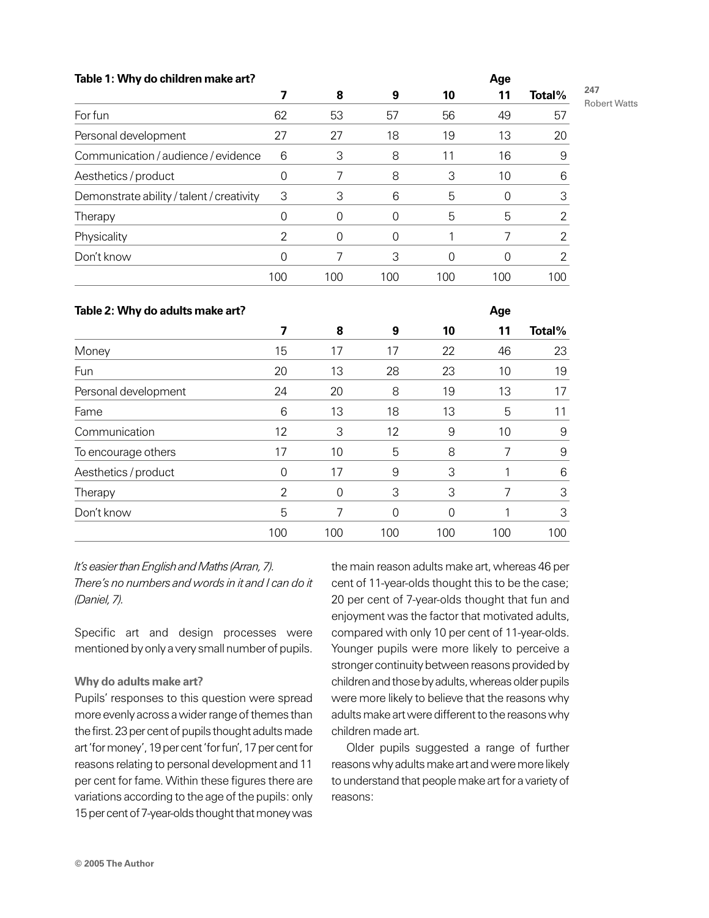**Table 1: Why do children make art?**

| | Age 7 | 8 | 9 | 10 | 11 | Total% |
|---|---|---|---|---|---|---|
| For fun | 62 | 53 | 57 | 56 | 49 | 57 |
| Personal development | 27 | 27 | 18 | 19 | 13 | 20 |
| Communication / audience / evidence | 6 | 3 | 8 | 11 | 16 | 9 |
| Aesthetics / product | 0 | 7 | 8 | 3 | 10 | 6 |
| Demonstrate ability / talent / creativity | 3 | 3 | 6 | 5 | 0 | 3 |
| Therapy | 0 | 0 | 0 | 5 | 5 | 2 |
| Physicality | 2 | 0 | 0 | 1 | 7 | 2 |
| Don't know | 0 | 7 | 3 | 0 | 0 | 2 |
| | 100 | 100 | 100 | 100 | 100 | 100 |

**Table 2: Why do adults make art?**

| | Age 7 | 8 | 9 | 10 | 11 | Total% |
|---|---|---|---|---|---|---|
| Money | 15 | 17 | 17 | 22 | 46 | 23 |
| Fun | 20 | 13 | 28 | 23 | 10 | 19 |
| Personal development | 24 | 20 | 8 | 19 | 13 | 17 |
| Fame | 6 | 13 | 18 | 13 | 5 | 11 |
| Communication | 12 | 3 | 12 | 9 | 10 | 9 |
| To encourage others | 17 | 10 | 5 | 8 | 7 | 9 |
| Aesthetics / product | 0 | 17 | 9 | 3 | 1 | 6 |
| Therapy | 2 | 0 | 3 | 3 | 7 | 3 |
| Don't know | 5 | 7 | 0 | 0 | 1 | 3 |
| | 100 | 100 | 100 | 100 | 100 | 100 |

*It's easier than English and Maths (Arran, 7).*
*There's no numbers and words in it and I can do it (Daniel, 7).*

Specific art and design processes were mentioned by only a very small number of pupils.

**Why do adults make art?**

Pupils' responses to this question were spread more evenly across a wider range of themes than the first. 23 per cent of pupils thought adults made art 'for money', 19 per cent 'for fun', 17 per cent for reasons relating to personal development and 11 per cent for fame. Within these figures there are variations according to the age of the pupils: only 15 per cent of 7-year-olds thought that money was the main reason adults make art, whereas 46 per cent of 11-year-olds thought this to be the case; 20 per cent of 7-year-olds thought that fun and enjoyment was the factor that motivated adults, compared with only 10 per cent of 11-year-olds. Younger pupils were more likely to perceive a stronger continuity between reasons provided by children and those by adults, whereas older pupils were more likely to believe that the reasons why adults make art were different to the reasons why children made art.

Older pupils suggested a range of further reasons why adults make art and were more likely to understand that people make art for a variety of reasons: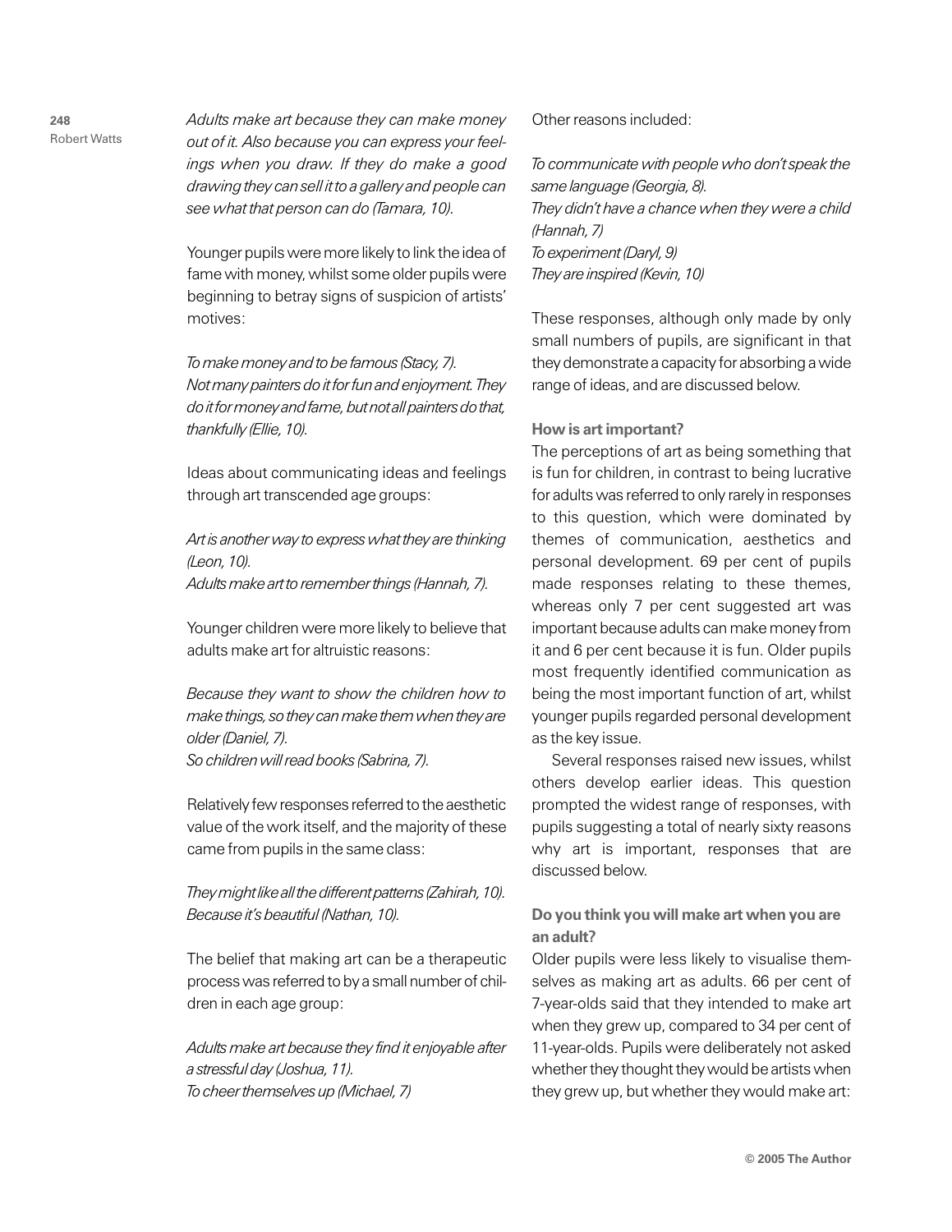*Adults make art because they can make money out of it. Also because you can express your feelings when you draw. If they do make a good drawing they can sell it to a gallery and people can see what that person can do (Tamara, 10).*

Younger pupils were more likely to link the idea of fame with money, whilst some older pupils were beginning to betray signs of suspicion of artists' motives:

*To make money and to be famous (Stacy, 7).*
*Not many painters do it for fun and enjoyment. They do it for money and fame, but not all painters do that, thankfully (Ellie, 10).*

Ideas about communicating ideas and feelings through art transcended age groups:

*Art is another way to express what they are thinking (Leon, 10).*
*Adults make art to remember things (Hannah, 7).*

Younger children were more likely to believe that adults make art for altruistic reasons:

*Because they want to show the children how to make things, so they can make them when they are older (Daniel, 7).*
*So children will read books (Sabrina, 7).*

Relatively few responses referred to the aesthetic value of the work itself, and the majority of these came from pupils in the same class:

*They might like all the different patterns (Zahirah, 10).*
*Because it's beautiful (Nathan, 10).*

The belief that making art can be a therapeutic process was referred to by a small number of children in each age group:

*Adults make art because they find it enjoyable after a stressful day (Joshua, 11).*
*To cheer themselves up (Michael, 7)*

Other reasons included:

*To communicate with people who don't speak the same language (Georgia, 8).*
*They didn't have a chance when they were a child (Hannah, 7)*
*To experiment (Daryl, 9)*
*They are inspired (Kevin, 10)*

These responses, although only made by only small numbers of pupils, are significant in that they demonstrate a capacity for absorbing a wide range of ideas, and are discussed below.

### How is art important?

The perceptions of art as being something that is fun for children, in contrast to being lucrative for adults was referred to only rarely in responses to this question, which were dominated by themes of communication, aesthetics and personal development. 69 per cent of pupils made responses relating to these themes, whereas only 7 per cent suggested art was important because adults can make money from it and 6 per cent because it is fun. Older pupils most frequently identified communication as being the most important function of art, whilst younger pupils regarded personal development as the key issue.

Several responses raised new issues, whilst others develop earlier ideas. This question prompted the widest range of responses, with pupils suggesting a total of nearly sixty reasons why art is important, responses that are discussed below.

### Do you think you will make art when you are an adult?

Older pupils were less likely to visualise themselves as making art as adults. 66 per cent of 7-year-olds said that they intended to make art when they grew up, compared to 34 per cent of 11-year-olds. Pupils were deliberately not asked whether they thought they would be artists when they grew up, but whether they would make art: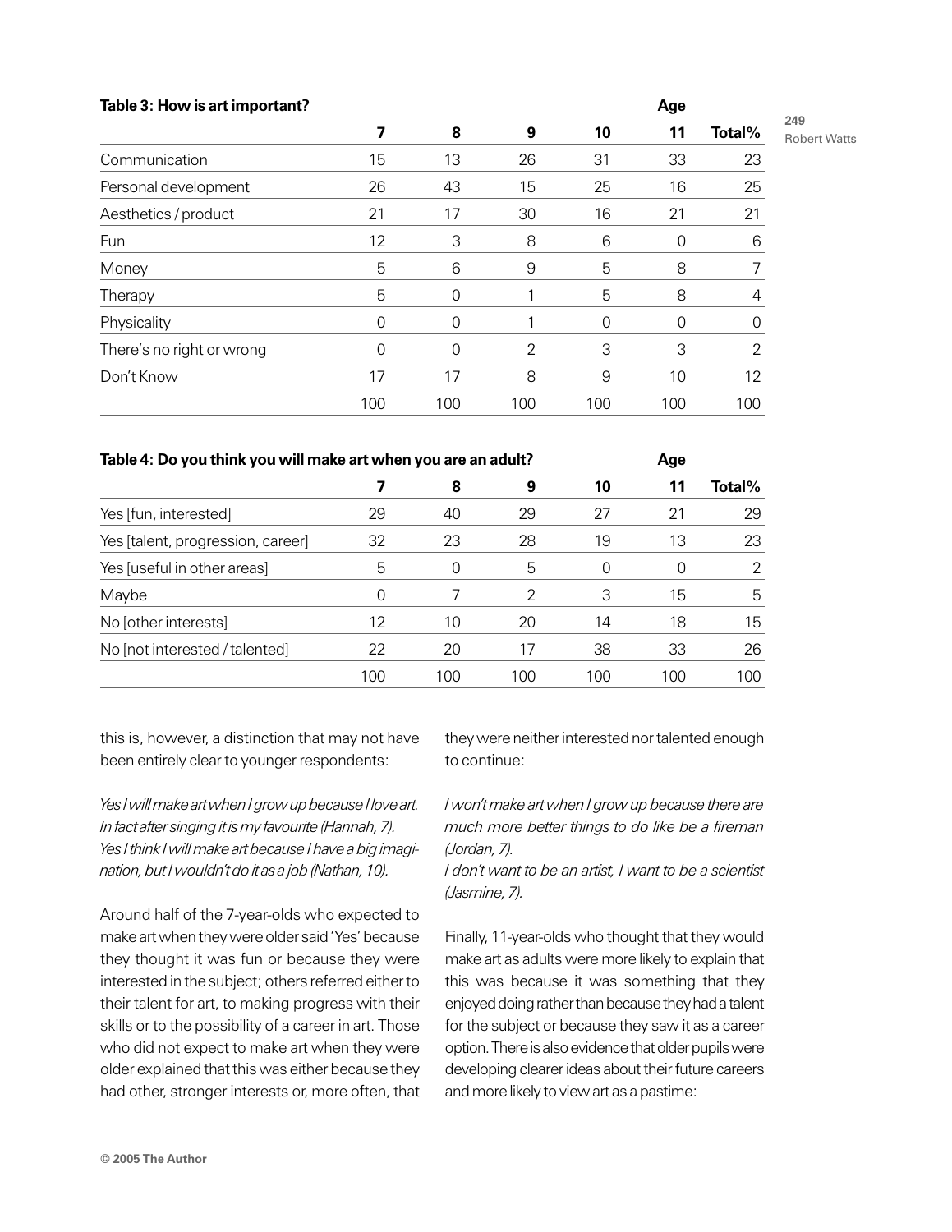**Table 3: How is art important?**

| | Age | | | | | |
|---|---|---|---|---|---|---|
| | 7 | 8 | 9 | 10 | 11 | Total% |
| Communication | 15 | 13 | 26 | 31 | 33 | 23 |
| Personal development | 26 | 43 | 15 | 25 | 16 | 25 |
| Aesthetics / product | 21 | 17 | 30 | 16 | 21 | 21 |
| Fun | 12 | 3 | 8 | 6 | 0 | 6 |
| Money | 5 | 6 | 9 | 5 | 8 | 7 |
| Therapy | 5 | 0 | 1 | 5 | 8 | 4 |
| Physicality | 0 | 0 | 1 | 0 | 0 | 0 |
| There's no right or wrong | 0 | 0 | 2 | 3 | 3 | 2 |
| Don't Know | 17 | 17 | 8 | 9 | 10 | 12 |
| | 100 | 100 | 100 | 100 | 100 | 100 |

**Table 4: Do you think you will make art when you are an adult?**

| | Age | | | | | |
|---|---|---|---|---|---|---|
| | 7 | 8 | 9 | 10 | 11 | Total% |
| Yes [fun, interested] | 29 | 40 | 29 | 27 | 21 | 29 |
| Yes [talent, progression, career] | 32 | 23 | 28 | 19 | 13 | 23 |
| Yes [useful in other areas] | 5 | 0 | 5 | 0 | 0 | 2 |
| Maybe | 0 | 7 | 2 | 3 | 15 | 5 |
| No [other interests] | 12 | 10 | 20 | 14 | 18 | 15 |
| No [not interested / talented] | 22 | 20 | 17 | 38 | 33 | 26 |
| | 100 | 100 | 100 | 100 | 100 | 100 |

this is, however, a distinction that may not have been entirely clear to younger respondents:

*Yes I will make art when I grow up because I love art. In fact after singing it is my favourite (Hannah, 7).*
*Yes I think I will make art because I have a big imagination, but I wouldn't do it as a job (Nathan, 10).*

Around half of the 7-year-olds who expected to make art when they were older said 'Yes' because they thought it was fun or because they were interested in the subject; others referred either to their talent for art, to making progress with their skills or to the possibility of a career in art. Those who did not expect to make art when they were older explained that this was either because they had other, stronger interests or, more often, that they were neither interested nor talented enough to continue:

*I won't make art when I grow up because there are much more better things to do like be a fireman (Jordan, 7).*
*I don't want to be an artist, I want to be a scientist (Jasmine, 7).*

Finally, 11-year-olds who thought that they would make art as adults were more likely to explain that this was because it was something that they enjoyed doing rather than because they had a talent for the subject or because they saw it as a career option. There is also evidence that older pupils were developing clearer ideas about their future careers and more likely to view art as a pastime: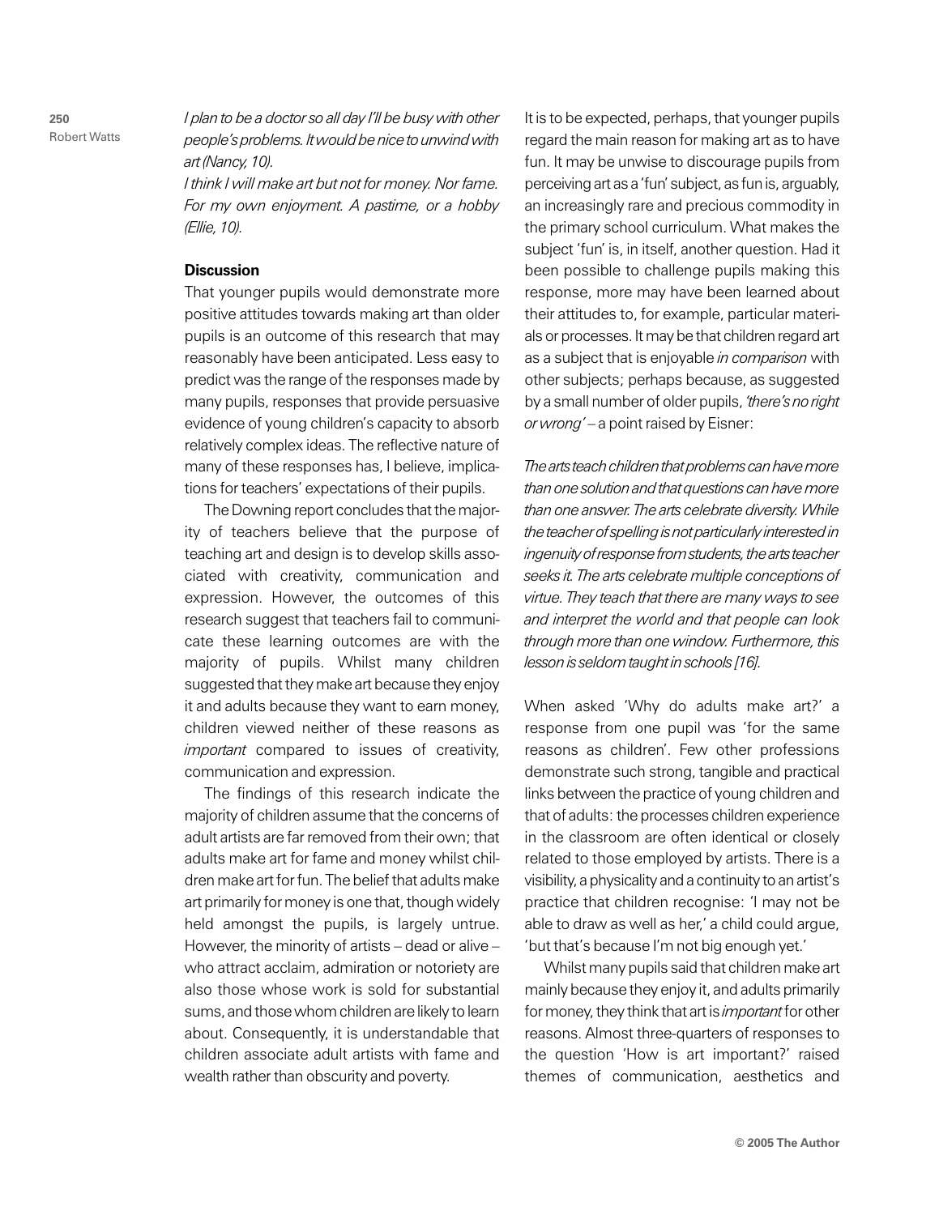*I plan to be a doctor so all day I'll be busy with other people's problems. It would be nice to unwind with art (Nancy, 10).*

*I think I will make art but not for money. Nor fame. For my own enjoyment. A pastime, or a hobby (Ellie, 10).*

**Discussion**

That younger pupils would demonstrate more positive attitudes towards making art than older pupils is an outcome of this research that may reasonably have been anticipated. Less easy to predict was the range of the responses made by many pupils, responses that provide persuasive evidence of young children's capacity to absorb relatively complex ideas. The reflective nature of many of these responses has, I believe, implications for teachers' expectations of their pupils.

The Downing report concludes that the majority of teachers believe that the purpose of teaching art and design is to develop skills associated with creativity, communication and expression. However, the outcomes of this research suggest that teachers fail to communicate these learning outcomes are with the majority of pupils. Whilst many children suggested that they make art because they enjoy it and adults because they want to earn money, children viewed neither of these reasons as *important* compared to issues of creativity, communication and expression.

The findings of this research indicate the majority of children assume that the concerns of adult artists are far removed from their own; that adults make art for fame and money whilst children make art for fun. The belief that adults make art primarily for money is one that, though widely held amongst the pupils, is largely untrue. However, the minority of artists – dead or alive – who attract acclaim, admiration or notoriety are also those whose work is sold for substantial sums, and those whom children are likely to learn about. Consequently, it is understandable that children associate adult artists with fame and wealth rather than obscurity and poverty.

It is to be expected, perhaps, that younger pupils regard the main reason for making art as to have fun. It may be unwise to discourage pupils from perceiving art as a 'fun' subject, as fun is, arguably, an increasingly rare and precious commodity in the primary school curriculum. What makes the subject 'fun' is, in itself, another question. Had it been possible to challenge pupils making this response, more may have been learned about their attitudes to, for example, particular materials or processes. It may be that children regard art as a subject that is enjoyable *in comparison* with other subjects; perhaps because, as suggested by a small number of older pupils, *'there's no right or wrong'* – a point raised by Eisner:

*The arts teach children that problems can have more than one solution and that questions can have more than one answer. The arts celebrate diversity. While the teacher of spelling is not particularly interested in ingenuity of response from students, the arts teacher seeks it. The arts celebrate multiple conceptions of virtue. They teach that there are many ways to see and interpret the world and that people can look through more than one window. Furthermore, this lesson is seldom taught in schools [16].*

When asked 'Why do adults make art?' a response from one pupil was 'for the same reasons as children'. Few other professions demonstrate such strong, tangible and practical links between the practice of young children and that of adults: the processes children experience in the classroom are often identical or closely related to those employed by artists. There is a visibility, a physicality and a continuity to an artist's practice that children recognise: 'I may not be able to draw as well as her,' a child could argue, 'but that's because I'm not big enough yet.'

Whilst many pupils said that children make art mainly because they enjoy it, and adults primarily for money, they think that art is *important* for other reasons. Almost three-quarters of responses to the question 'How is art important?' raised themes of communication, aesthetics and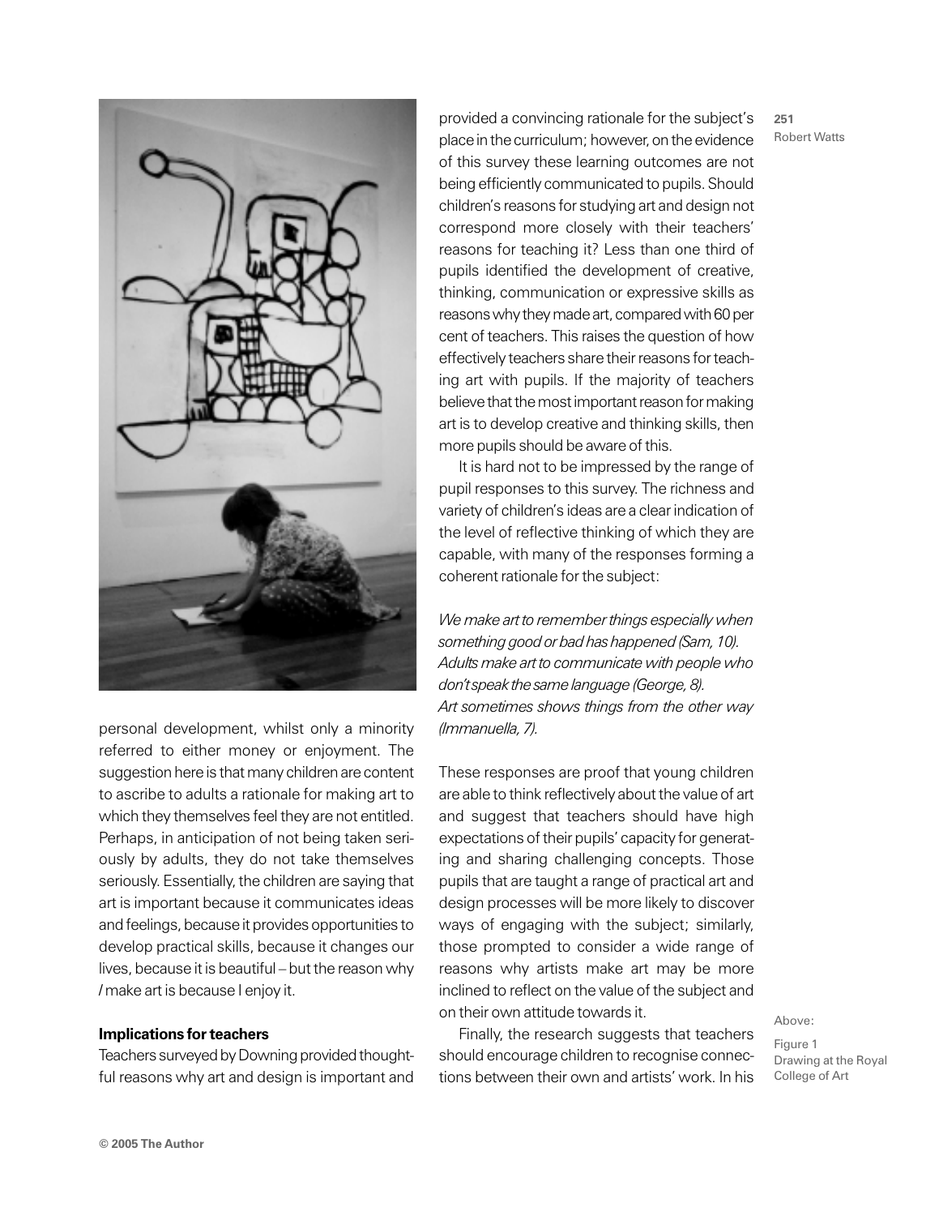personal development, whilst only a minority referred to either money or enjoyment. The suggestion here is that many children are content to ascribe to adults a rationale for making art to which they themselves feel they are not entitled. Perhaps, in anticipation of not being taken seriously by adults, they do not take themselves seriously. Essentially, the children are saying that art is important because it communicates ideas and feelings, because it provides opportunities to develop practical skills, because it changes our lives, because it is beautiful – but the reason why *I* make art is because I enjoy it.

### Implications for teachers

Teachers surveyed by Downing provided thoughtful reasons why art and design is important and provided a convincing rationale for the subject's place in the curriculum; however, on the evidence of this survey these learning outcomes are not being efficiently communicated to pupils. Should children's reasons for studying art and design not correspond more closely with their teachers' reasons for teaching it? Less than one third of pupils identified the development of creative, thinking, communication or expressive skills as reasons why they made art, compared with 60 per cent of teachers. This raises the question of how effectively teachers share their reasons for teaching art with pupils. If the majority of teachers believe that the most important reason for making art is to develop creative and thinking skills, then more pupils should be aware of this.

It is hard not to be impressed by the range of pupil responses to this survey. The richness and variety of children's ideas are a clear indication of the level of reflective thinking of which they are capable, with many of the responses forming a coherent rationale for the subject:

*We make art to remember things especially when something good or bad has happened (Sam, 10).*
*Adults make art to communicate with people who don't speak the same language (George, 8).*
*Art sometimes shows things from the other way (Immanuella, 7).*

These responses are proof that young children are able to think reflectively about the value of art and suggest that teachers should have high expectations of their pupils' capacity for generating and sharing challenging concepts. Those pupils that are taught a range of practical art and design processes will be more likely to discover ways of engaging with the subject; similarly, those prompted to consider a wide range of reasons why artists make art may be more inclined to reflect on the value of the subject and on their own attitude towards it.

Finally, the research suggests that teachers should encourage children to recognise connections between their own and artists' work. In his

Above:

Figure 1
Drawing at the Royal College of Art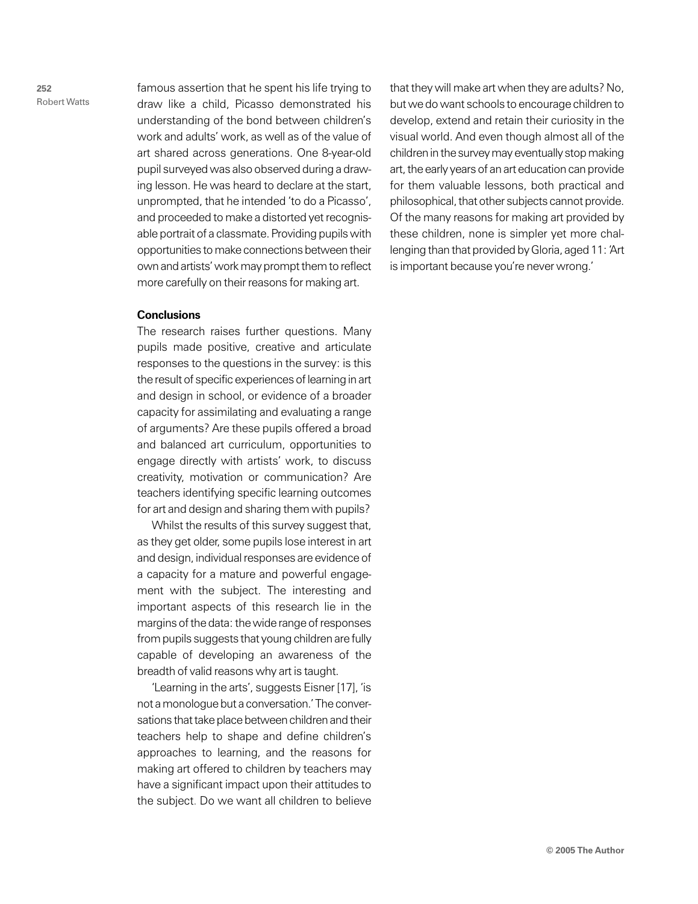famous assertion that he spent his life trying to draw like a child, Picasso demonstrated his understanding of the bond between children's work and adults' work, as well as of the value of art shared across generations. One 8-year-old pupil surveyed was also observed during a drawing lesson. He was heard to declare at the start, unprompted, that he intended 'to do a Picasso', and proceeded to make a distorted yet recognisable portrait of a classmate. Providing pupils with opportunities to make connections between their own and artists' work may prompt them to reflect more carefully on their reasons for making art.

**Conclusions**

The research raises further questions. Many pupils made positive, creative and articulate responses to the questions in the survey: is this the result of specific experiences of learning in art and design in school, or evidence of a broader capacity for assimilating and evaluating a range of arguments? Are these pupils offered a broad and balanced art curriculum, opportunities to engage directly with artists' work, to discuss creativity, motivation or communication? Are teachers identifying specific learning outcomes for art and design and sharing them with pupils?

Whilst the results of this survey suggest that, as they get older, some pupils lose interest in art and design, individual responses are evidence of a capacity for a mature and powerful engagement with the subject. The interesting and important aspects of this research lie in the margins of the data: the wide range of responses from pupils suggests that young children are fully capable of developing an awareness of the breadth of valid reasons why art is taught.

'Learning in the arts', suggests Eisner [17], 'is not a monologue but a conversation.' The conversations that take place between children and their teachers help to shape and define children's approaches to learning, and the reasons for making art offered to children by teachers may have a significant impact upon their attitudes to the subject. Do we want all children to believe that they will make art when they are adults? No, but we do want schools to encourage children to develop, extend and retain their curiosity in the visual world. And even though almost all of the children in the survey may eventually stop making art, the early years of an art education can provide for them valuable lessons, both practical and philosophical, that other subjects cannot provide. Of the many reasons for making art provided by these children, none is simpler yet more challenging than that provided by Gloria, aged 11: 'Art is important because you're never wrong.'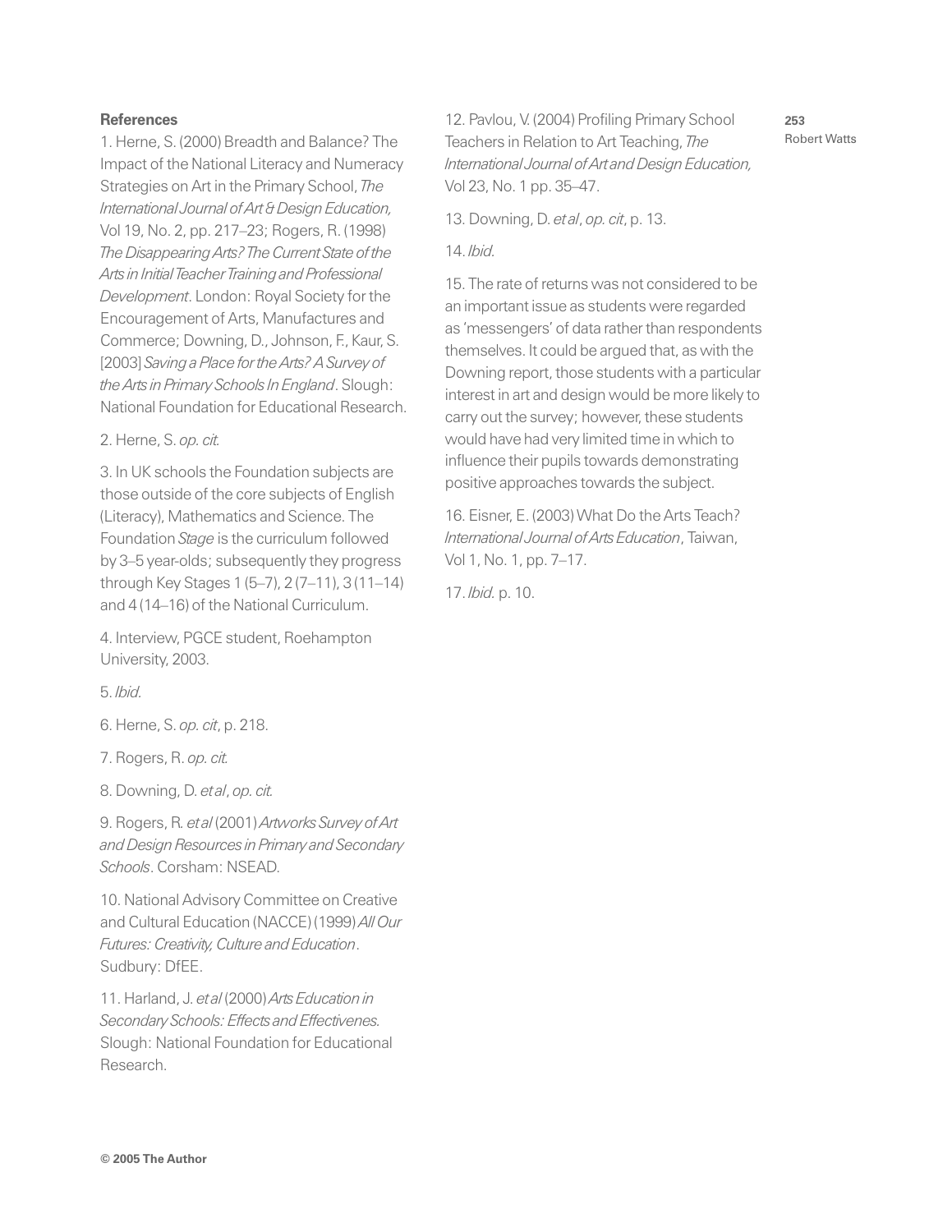**References**

1. Herne, S. (2000) Breadth and Balance? The Impact of the National Literacy and Numeracy Strategies on Art in the Primary School, *The International Journal of Art & Design Education,* Vol 19, No. 2, pp. 217–23; Rogers, R. (1998) *The Disappearing Arts? The Current State of the Arts in Initial Teacher Training and Professional Development*. London: Royal Society for the Encouragement of Arts, Manufactures and Commerce; Downing, D., Johnson, F., Kaur, S. [2003] *Saving a Place for the Arts? A Survey of the Arts in Primary Schools In England*. Slough: National Foundation for Educational Research.

2. Herne, S. *op. cit.*

3. In UK schools the Foundation subjects are those outside of the core subjects of English (Literacy), Mathematics and Science. The Foundation *Stage* is the curriculum followed by 3–5 year-olds; subsequently they progress through Key Stages 1 (5–7), 2 (7–11), 3 (11–14) and 4 (14–16) of the National Curriculum.

4. Interview, PGCE student, Roehampton University, 2003.

5. *Ibid.*

6. Herne, S. *op. cit*, p. 218.

7. Rogers, R. *op. cit.*

8. Downing, D. *et al*, *op. cit.*

9. Rogers, R. *et al* (2001) *Artworks Survey of Art and Design Resources in Primary and Secondary Schools*. Corsham: NSEAD.

10. National Advisory Committee on Creative and Cultural Education (NACCE) (1999) *All Our Futures: Creativity, Culture and Education*. Sudbury: DfEE.

11. Harland, J. *et al* (2000) *Arts Education in Secondary Schools: Effects and Effectivenes.* Slough: National Foundation for Educational Research.

12. Pavlou, V. (2004) Profiling Primary School Teachers in Relation to Art Teaching, *The International Journal of Art and Design Education,* Vol 23, No. 1 pp. 35–47.

13. Downing, D. *et al*, *op. cit*, p. 13.

14. *Ibid.*

15. The rate of returns was not considered to be an important issue as students were regarded as 'messengers' of data rather than respondents themselves. It could be argued that, as with the Downing report, those students with a particular interest in art and design would be more likely to carry out the survey; however, these students would have had very limited time in which to influence their pupils towards demonstrating positive approaches towards the subject.

16. Eisner, E. (2003) What Do the Arts Teach? *International Journal of Arts Education*, Taiwan, Vol 1, No. 1, pp. 7–17.

17. *Ibid.* p. 10.

**© 2005 The Author**